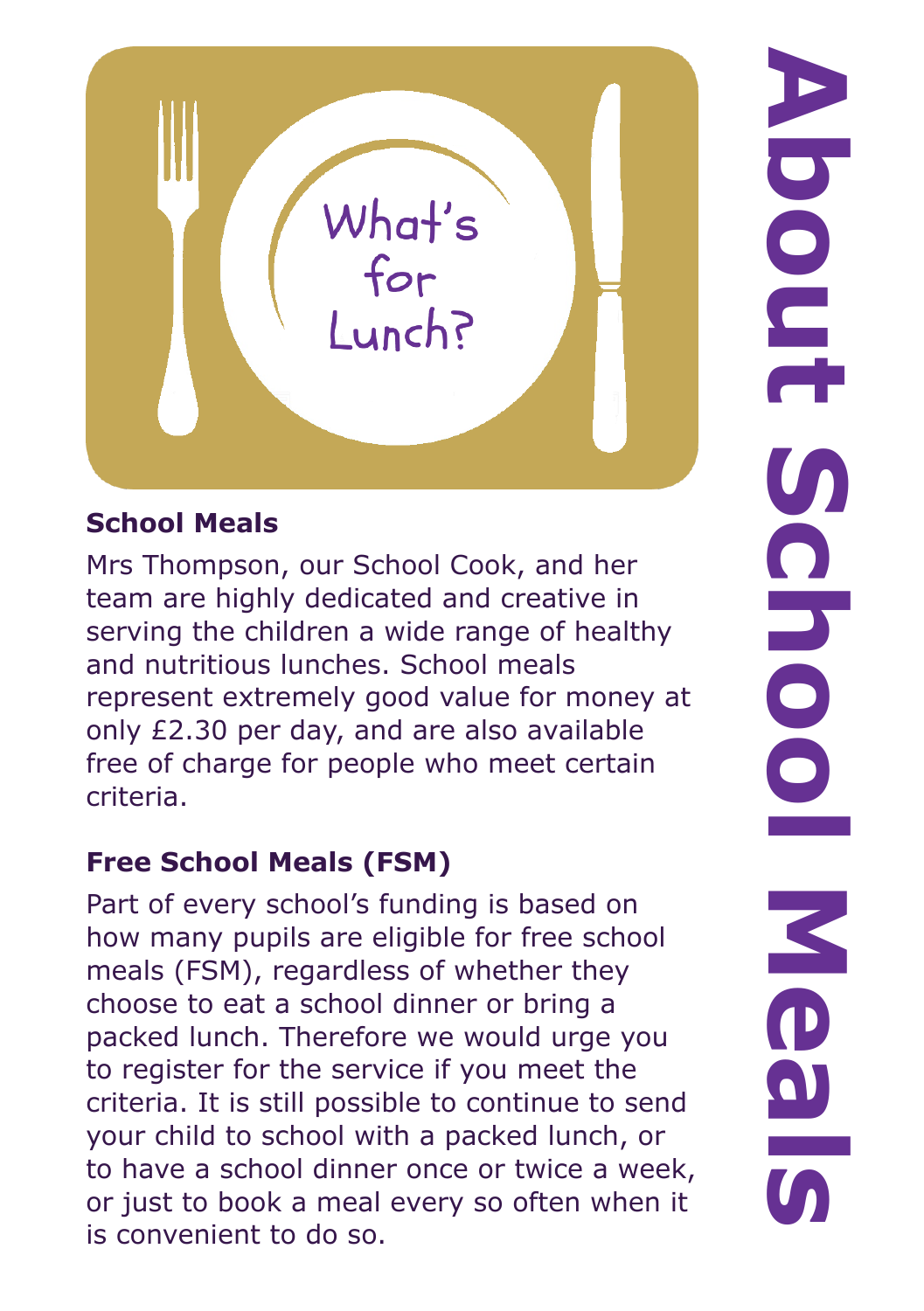# About School Meals

What's for Lunch?

## School Meals

Mrs Thompson, our School Cook, and her team are highly dedicated and creative in serving the children a wide range of healthy and nutritious lunches. School meals represent extremely good value for money at only £2.30 per day, and are also available free of charge for people who meet certain criteria.

## Free School Meals (FSM)

Part of every school's funding is based on how many pupils are eligible for free school meals (FSM), regardless of whether they choose to eat a school dinner or bring a packed lunch. Therefore we would urge you to register for the service if you meet the criteria. It is still possible to continue to send your child to school with a packed lunch, or to have a school dinner once or twice a week, or just to book a meal every so often when it is convenient to do so.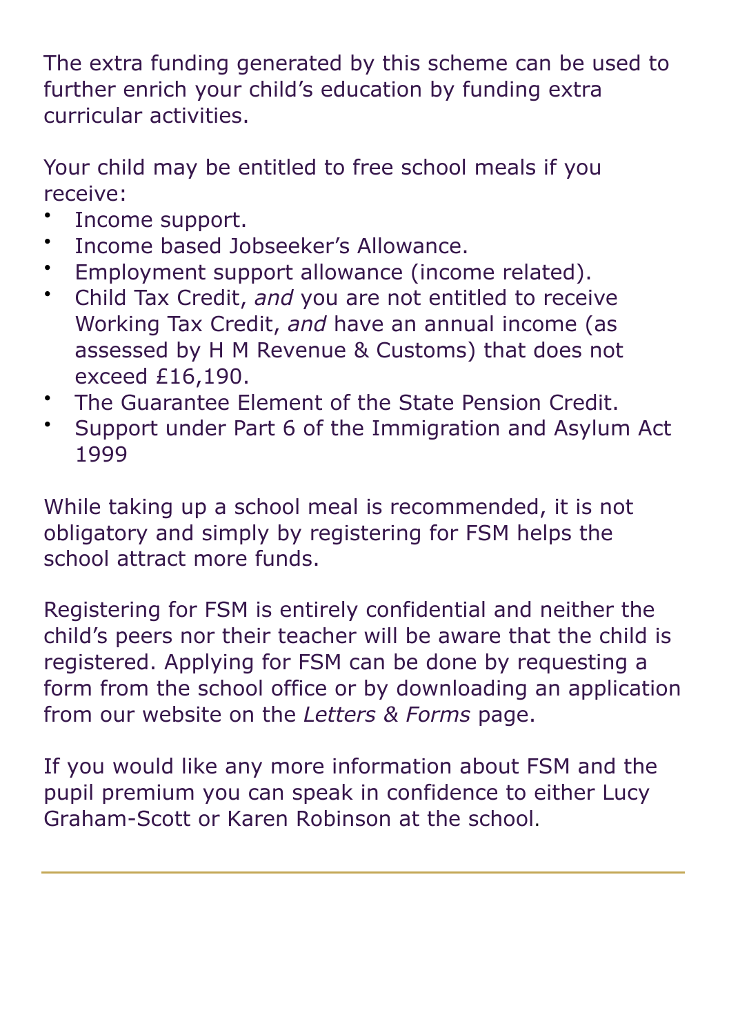The extra funding generated by this scheme can be used to further enrich your child's education by funding extra curricular activities.

Your child may be entitled to free school meals if you receive:

- Income support.
- Income based Jobseeker's Allowance.
- Employment support allowance (income related).
- Child Tax Credit, *and* you are not entitled to receive Working Tax Credit, *and* have an annual income (as assessed by H M Revenue & Customs) that does not exceed £16,190.
- The Guarantee Element of the State Pension Credit.
- Support under Part 6 of the Immigration and Asylum Act 1999

While taking up a school meal is recommended, it is not obligatory and simply by registering for FSM helps the school attract more funds.

Registering for FSM is entirely confidential and neither the child's peers nor their teacher will be aware that the child is registered. Applying for FSM can be done by requesting a form from the school office or by downloading an application from our website on the *Letters & Forms* page.

If you would like any more information about FSM and the pupil premium you can speak in confidence to either Lucy Graham-Scott or Karen Robinson at the school.